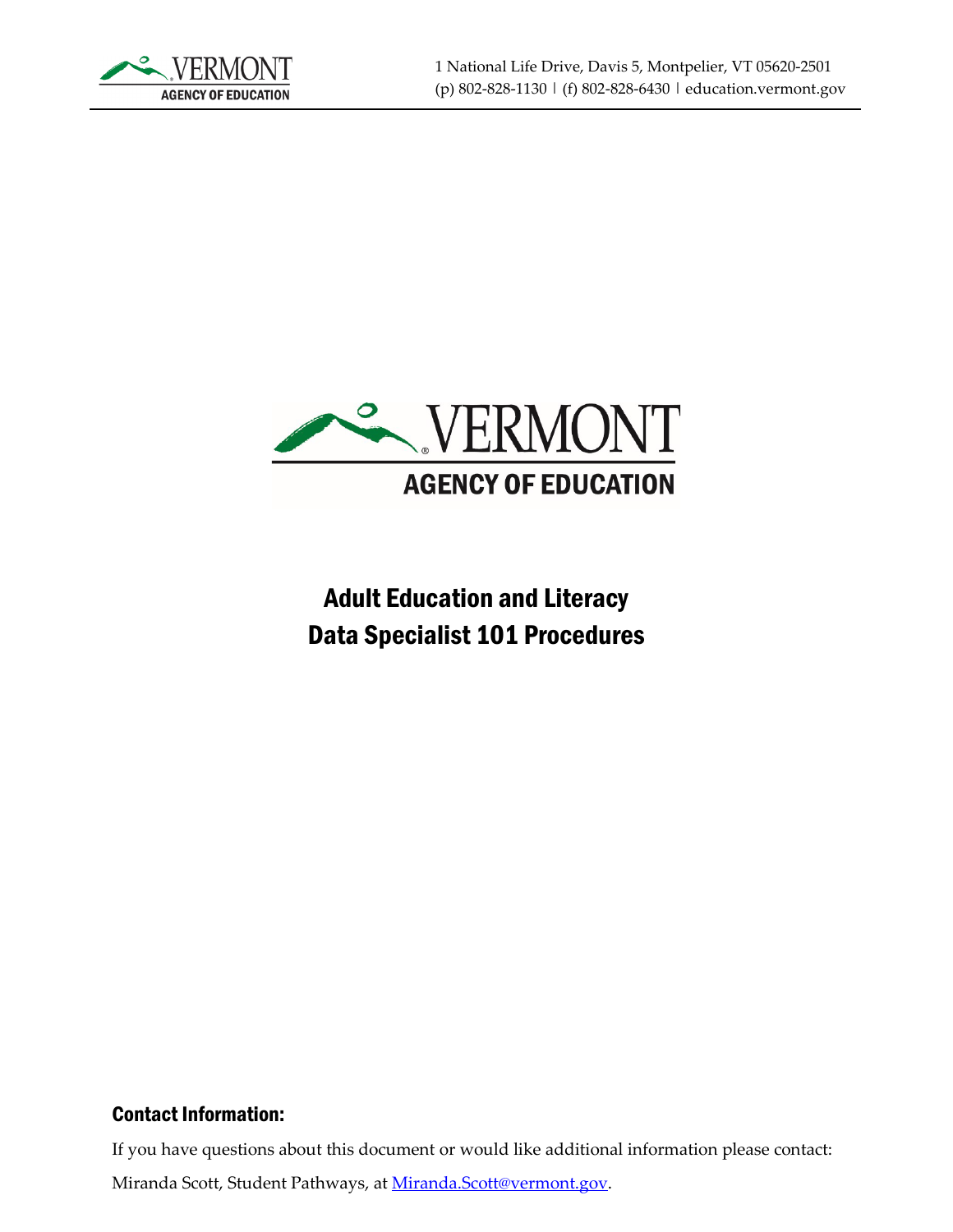1 National Life Drive, Davis 5, Montpelier, VT 05620-2501
(p) 802-828-1130 | (f) 802-828-6430 | education.vermont.gov

# Adult Education and Literacy Data Specialist 101 Procedures

## Contact Information:

If you have questions about this document or would like additional information please contact:

Miranda Scott, Student Pathways, at [Miranda.Scott@vermont.gov](mailto:Miranda.Scott@vermont.gov).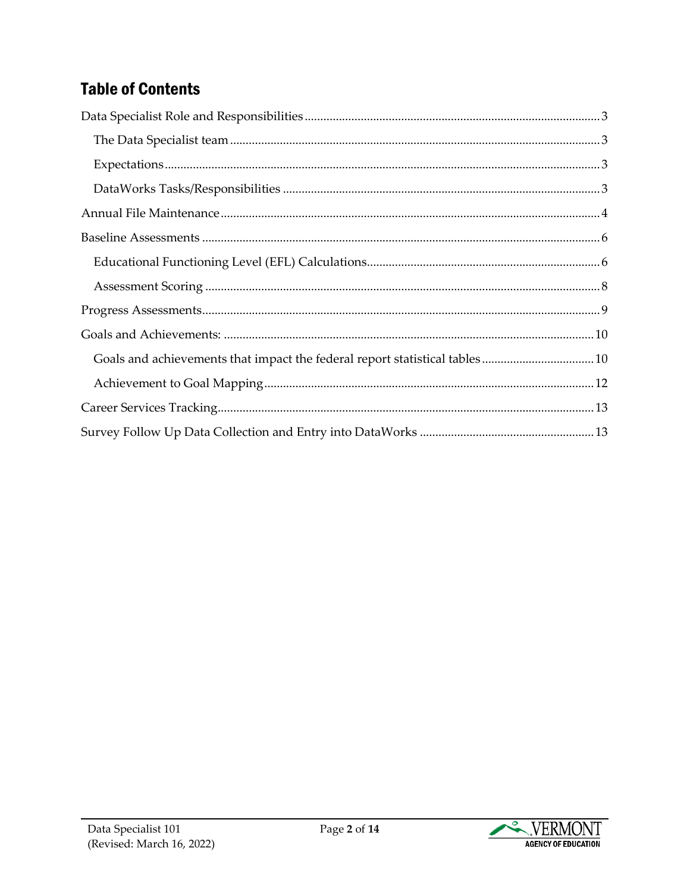## Table of Contents

- Data Specialist Role and Responsibilities ... 3
  - The Data Specialist team ... 3
  - Expectations ... 3
  - DataWorks Tasks/Responsibilities ... 3
- Annual File Maintenance ... 4
- Baseline Assessments ... 6
  - Educational Functioning Level (EFL) Calculations ... 6
  - Assessment Scoring ... 8
- Progress Assessments ... 9
- Goals and Achievements: ... 10
  - Goals and achievements that impact the federal report statistical tables ... 10
  - Achievement to Goal Mapping ... 12
- Career Services Tracking ... 13
- Survey Follow Up Data Collection and Entry into DataWorks ... 13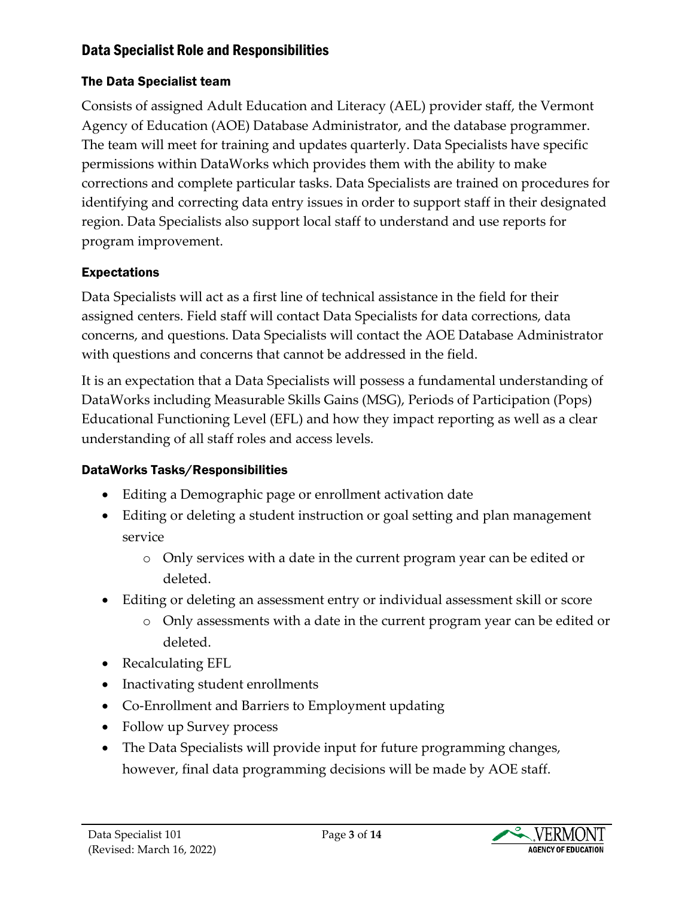## Data Specialist Role and Responsibilities

### The Data Specialist team

Consists of assigned Adult Education and Literacy (AEL) provider staff, the Vermont Agency of Education (AOE) Database Administrator, and the database programmer. The team will meet for training and updates quarterly. Data Specialists have specific permissions within DataWorks which provides them with the ability to make corrections and complete particular tasks. Data Specialists are trained on procedures for identifying and correcting data entry issues in order to support staff in their designated region. Data Specialists also support local staff to understand and use reports for program improvement.

### Expectations

Data Specialists will act as a first line of technical assistance in the field for their assigned centers. Field staff will contact Data Specialists for data corrections, data concerns, and questions. Data Specialists will contact the AOE Database Administrator with questions and concerns that cannot be addressed in the field.

It is an expectation that a Data Specialists will possess a fundamental understanding of DataWorks including Measurable Skills Gains (MSG), Periods of Participation (Pops) Educational Functioning Level (EFL) and how they impact reporting as well as a clear understanding of all staff roles and access levels.

### DataWorks Tasks/Responsibilities

- Editing a Demographic page or enrollment activation date
- Editing or deleting a student instruction or goal setting and plan management service
    - Only services with a date in the current program year can be edited or deleted.
- Editing or deleting an assessment entry or individual assessment skill or score
    - Only assessments with a date in the current program year can be edited or deleted.
- Recalculating EFL
- Inactivating student enrollments
- Co-Enrollment and Barriers to Employment updating
- Follow up Survey process
- The Data Specialists will provide input for future programming changes, however, final data programming decisions will be made by AOE staff.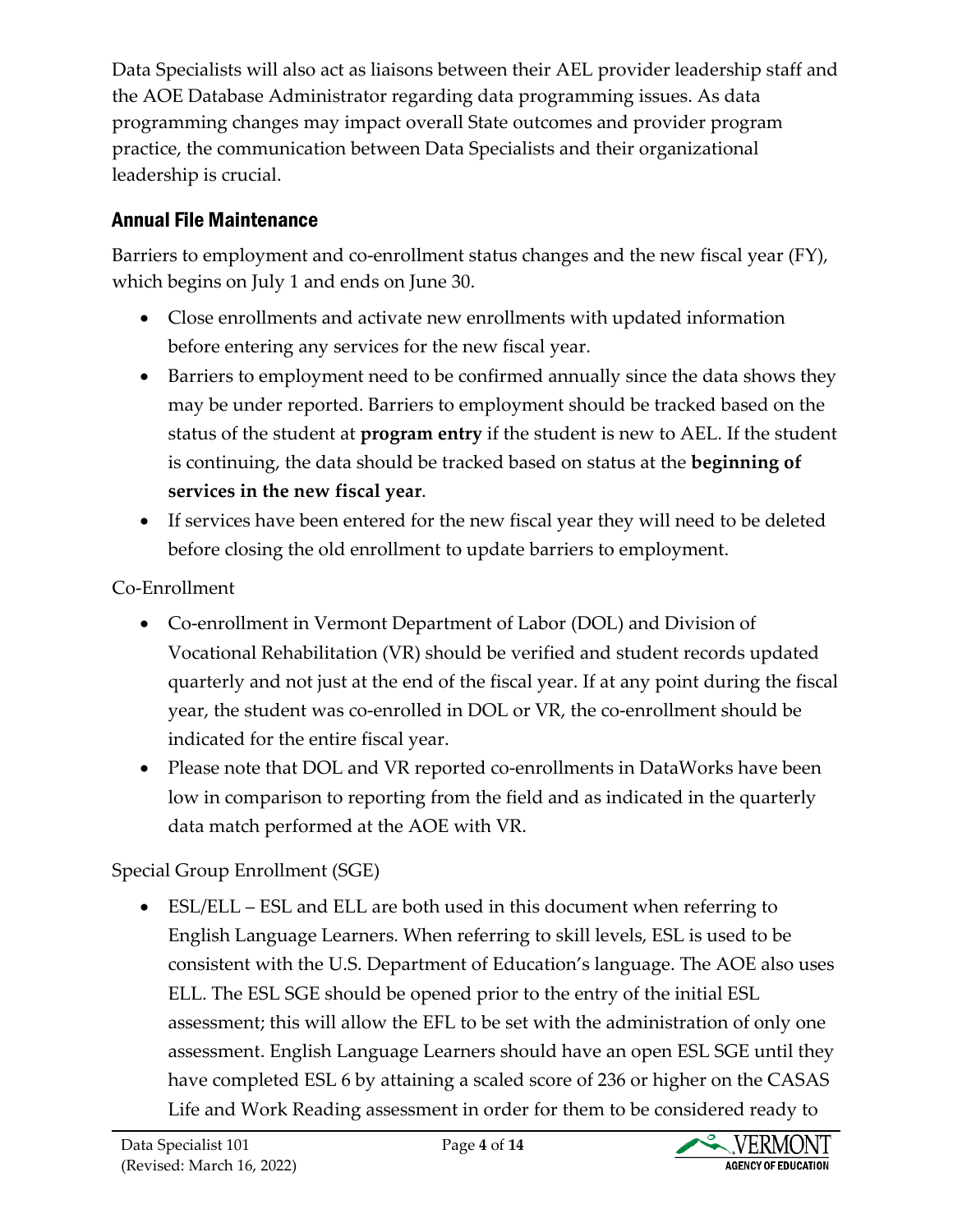Data Specialists will also act as liaisons between their AEL provider leadership staff and the AOE Database Administrator regarding data programming issues. As data programming changes may impact overall State outcomes and provider program practice, the communication between Data Specialists and their organizational leadership is crucial.

### Annual File Maintenance

Barriers to employment and co-enrollment status changes and the new fiscal year (FY), which begins on July 1 and ends on June 30.

- Close enrollments and activate new enrollments with updated information before entering any services for the new fiscal year.
- Barriers to employment need to be confirmed annually since the data shows they may be under reported. Barriers to employment should be tracked based on the status of the student at **program entry** if the student is new to AEL. If the student is continuing, the data should be tracked based on status at the **beginning of services in the new fiscal year**.
- If services have been entered for the new fiscal year they will need to be deleted before closing the old enrollment to update barriers to employment.

Co-Enrollment

- Co-enrollment in Vermont Department of Labor (DOL) and Division of Vocational Rehabilitation (VR) should be verified and student records updated quarterly and not just at the end of the fiscal year. If at any point during the fiscal year, the student was co-enrolled in DOL or VR, the co-enrollment should be indicated for the entire fiscal year.
- Please note that DOL and VR reported co-enrollments in DataWorks have been low in comparison to reporting from the field and as indicated in the quarterly data match performed at the AOE with VR.

Special Group Enrollment (SGE)

- ESL/ELL – ESL and ELL are both used in this document when referring to English Language Learners. When referring to skill levels, ESL is used to be consistent with the U.S. Department of Education's language. The AOE also uses ELL. The ESL SGE should be opened prior to the entry of the initial ESL assessment; this will allow the EFL to be set with the administration of only one assessment. English Language Learners should have an open ESL SGE until they have completed ESL 6 by attaining a scaled score of 236 or higher on the CASAS Life and Work Reading assessment in order for them to be considered ready to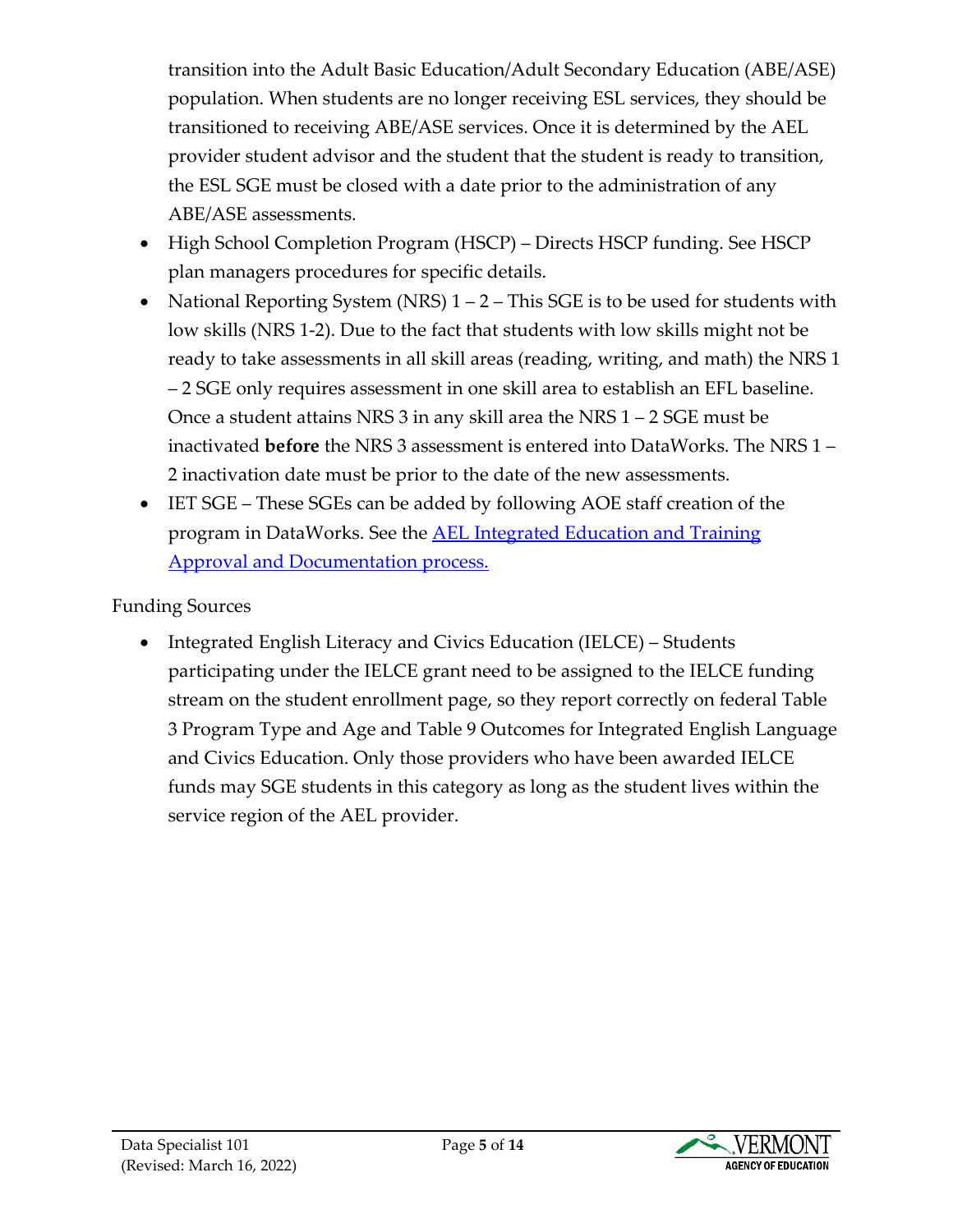transition into the Adult Basic Education/Adult Secondary Education (ABE/ASE) population. When students are no longer receiving ESL services, they should be transitioned to receiving ABE/ASE services. Once it is determined by the AEL provider student advisor and the student that the student is ready to transition, the ESL SGE must be closed with a date prior to the administration of any ABE/ASE assessments.

- High School Completion Program (HSCP) – Directs HSCP funding. See HSCP plan managers procedures for specific details.
- National Reporting System (NRS) 1 – 2 – This SGE is to be used for students with low skills (NRS 1-2). Due to the fact that students with low skills might not be ready to take assessments in all skill areas (reading, writing, and math) the NRS 1 – 2 SGE only requires assessment in one skill area to establish an EFL baseline. Once a student attains NRS 3 in any skill area the NRS 1 – 2 SGE must be inactivated **before** the NRS 3 assessment is entered into DataWorks. The NRS 1 – 2 inactivation date must be prior to the date of the new assessments.
- IET SGE – These SGEs can be added by following AOE staff creation of the program in DataWorks. See the [AEL Integrated Education and Training Approval and Documentation process.]

Funding Sources

- Integrated English Literacy and Civics Education (IELCE) – Students participating under the IELCE grant need to be assigned to the IELCE funding stream on the student enrollment page, so they report correctly on federal Table 3 Program Type and Age and Table 9 Outcomes for Integrated English Language and Civics Education. Only those providers who have been awarded IELCE funds may SGE students in this category as long as the student lives within the service region of the AEL provider.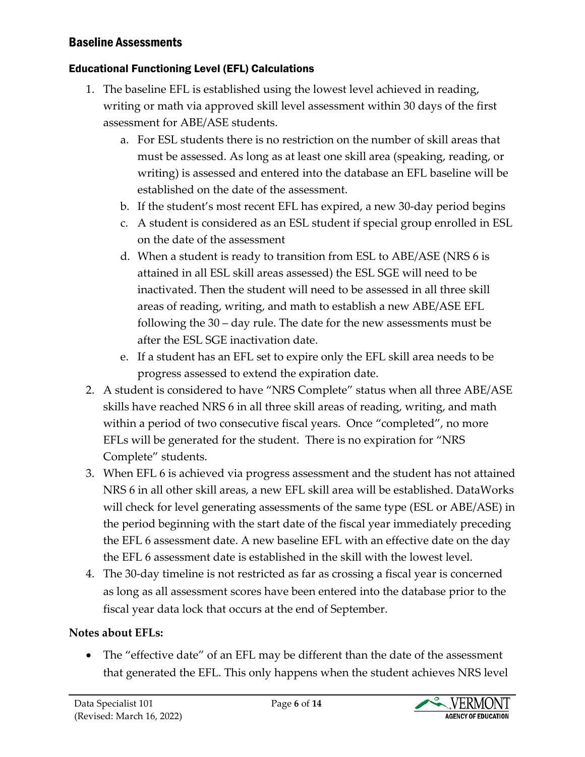## Baseline Assessments

### Educational Functioning Level (EFL) Calculations

1. The baseline EFL is established using the lowest level achieved in reading, writing or math via approved skill level assessment within 30 days of the first assessment for ABE/ASE students.
   a. For ESL students there is no restriction on the number of skill areas that must be assessed. As long as at least one skill area (speaking, reading, or writing) is assessed and entered into the database an EFL baseline will be established on the date of the assessment.
   b. If the student's most recent EFL has expired, a new 30-day period begins
   c. A student is considered as an ESL student if special group enrolled in ESL on the date of the assessment
   d. When a student is ready to transition from ESL to ABE/ASE (NRS 6 is attained in all ESL skill areas assessed) the ESL SGE will need to be inactivated. Then the student will need to be assessed in all three skill areas of reading, writing, and math to establish a new ABE/ASE EFL following the 30 – day rule. The date for the new assessments must be after the ESL SGE inactivation date.
   e. If a student has an EFL set to expire only the EFL skill area needs to be progress assessed to extend the expiration date.
2. A student is considered to have "NRS Complete" status when all three ABE/ASE skills have reached NRS 6 in all three skill areas of reading, writing, and math within a period of two consecutive fiscal years. Once "completed", no more EFLs will be generated for the student. There is no expiration for "NRS Complete" students.
3. When EFL 6 is achieved via progress assessment and the student has not attained NRS 6 in all other skill areas, a new EFL skill area will be established. DataWorks will check for level generating assessments of the same type (ESL or ABE/ASE) in the period beginning with the start date of the fiscal year immediately preceding the EFL 6 assessment date. A new baseline EFL with an effective date on the day the EFL 6 assessment date is established in the skill with the lowest level.
4. The 30-day timeline is not restricted as far as crossing a fiscal year is concerned as long as all assessment scores have been entered into the database prior to the fiscal year data lock that occurs at the end of September.

**Notes about EFLs:**

- The "effective date" of an EFL may be different than the date of the assessment that generated the EFL. This only happens when the student achieves NRS level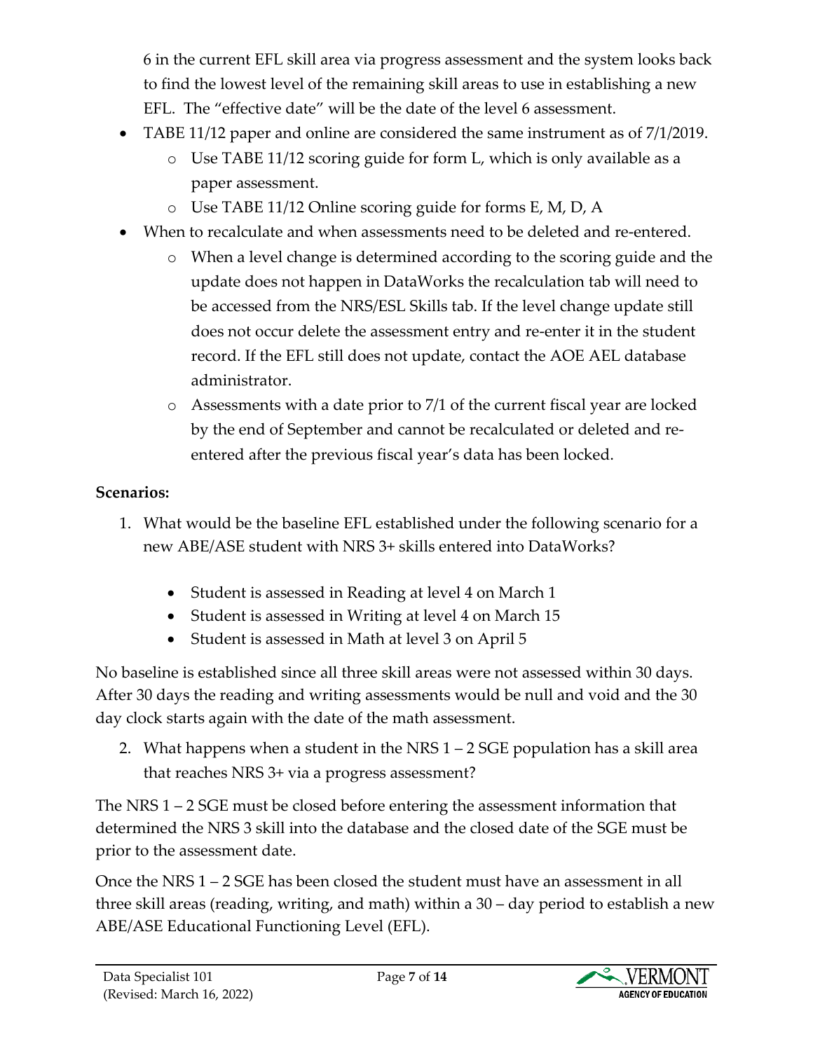6 in the current EFL skill area via progress assessment and the system looks back to find the lowest level of the remaining skill areas to use in establishing a new EFL. The "effective date" will be the date of the level 6 assessment.

- TABE 11/12 paper and online are considered the same instrument as of 7/1/2019.
  - Use TABE 11/12 scoring guide for form L, which is only available as a paper assessment.
  - Use TABE 11/12 Online scoring guide for forms E, M, D, A
- When to recalculate and when assessments need to be deleted and re-entered.
  - When a level change is determined according to the scoring guide and the update does not happen in DataWorks the recalculation tab will need to be accessed from the NRS/ESL Skills tab. If the level change update still does not occur delete the assessment entry and re-enter it in the student record. If the EFL still does not update, contact the AOE AEL database administrator.
  - Assessments with a date prior to 7/1 of the current fiscal year are locked by the end of September and cannot be recalculated or deleted and re-entered after the previous fiscal year's data has been locked.

**Scenarios:**

1. What would be the baseline EFL established under the following scenario for a new ABE/ASE student with NRS 3+ skills entered into DataWorks?

   - Student is assessed in Reading at level 4 on March 1
   - Student is assessed in Writing at level 4 on March 15
   - Student is assessed in Math at level 3 on April 5

No baseline is established since all three skill areas were not assessed within 30 days. After 30 days the reading and writing assessments would be null and void and the 30 day clock starts again with the date of the math assessment.

2. What happens when a student in the NRS 1 – 2 SGE population has a skill area that reaches NRS 3+ via a progress assessment?

The NRS 1 – 2 SGE must be closed before entering the assessment information that determined the NRS 3 skill into the database and the closed date of the SGE must be prior to the assessment date.

Once the NRS 1 – 2 SGE has been closed the student must have an assessment in all three skill areas (reading, writing, and math) within a 30 – day period to establish a new ABE/ASE Educational Functioning Level (EFL).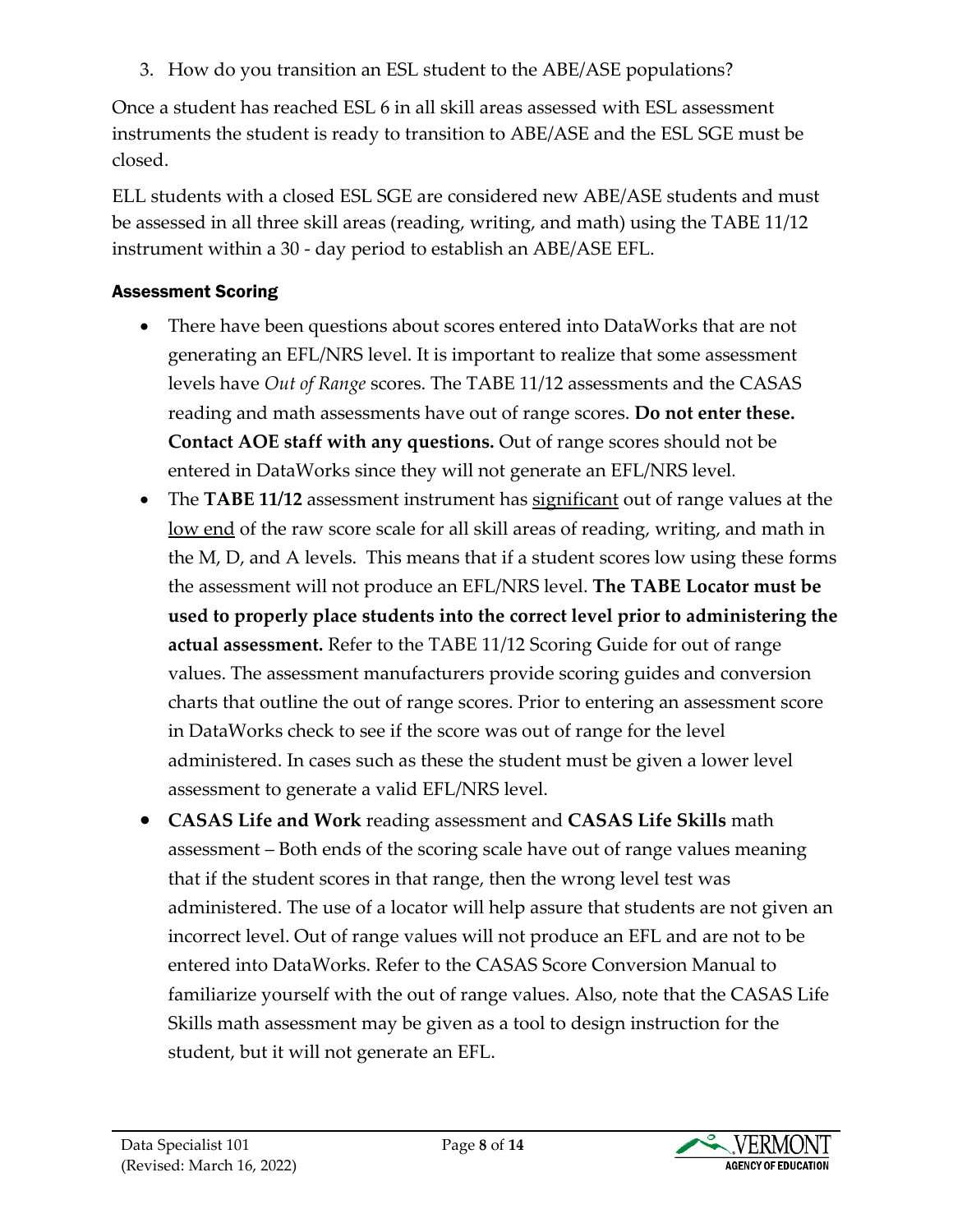3. How do you transition an ESL student to the ABE/ASE populations?

Once a student has reached ESL 6 in all skill areas assessed with ESL assessment instruments the student is ready to transition to ABE/ASE and the ESL SGE must be closed.

ELL students with a closed ESL SGE are considered new ABE/ASE students and must be assessed in all three skill areas (reading, writing, and math) using the TABE 11/12 instrument within a 30 - day period to establish an ABE/ASE EFL.

### Assessment Scoring

- There have been questions about scores entered into DataWorks that are not generating an EFL/NRS level. It is important to realize that some assessment levels have *Out of Range* scores. The TABE 11/12 assessments and the CASAS reading and math assessments have out of range scores. **Do not enter these. Contact AOE staff with any questions.** Out of range scores should not be entered in DataWorks since they will not generate an EFL/NRS level.
- The **TABE 11/12** assessment instrument has <u>significant</u> out of range values at the <u>low end</u> of the raw score scale for all skill areas of reading, writing, and math in the M, D, and A levels. This means that if a student scores low using these forms the assessment will not produce an EFL/NRS level. **The TABE Locator must be used to properly place students into the correct level prior to administering the actual assessment.** Refer to the TABE 11/12 Scoring Guide for out of range values. The assessment manufacturers provide scoring guides and conversion charts that outline the out of range scores. Prior to entering an assessment score in DataWorks check to see if the score was out of range for the level administered. In cases such as these the student must be given a lower level assessment to generate a valid EFL/NRS level.
- **CASAS Life and Work** reading assessment and **CASAS Life Skills** math assessment – Both ends of the scoring scale have out of range values meaning that if the student scores in that range, then the wrong level test was administered. The use of a locator will help assure that students are not given an incorrect level. Out of range values will not produce an EFL and are not to be entered into DataWorks. Refer to the CASAS Score Conversion Manual to familiarize yourself with the out of range values. Also, note that the CASAS Life Skills math assessment may be given as a tool to design instruction for the student, but it will not generate an EFL.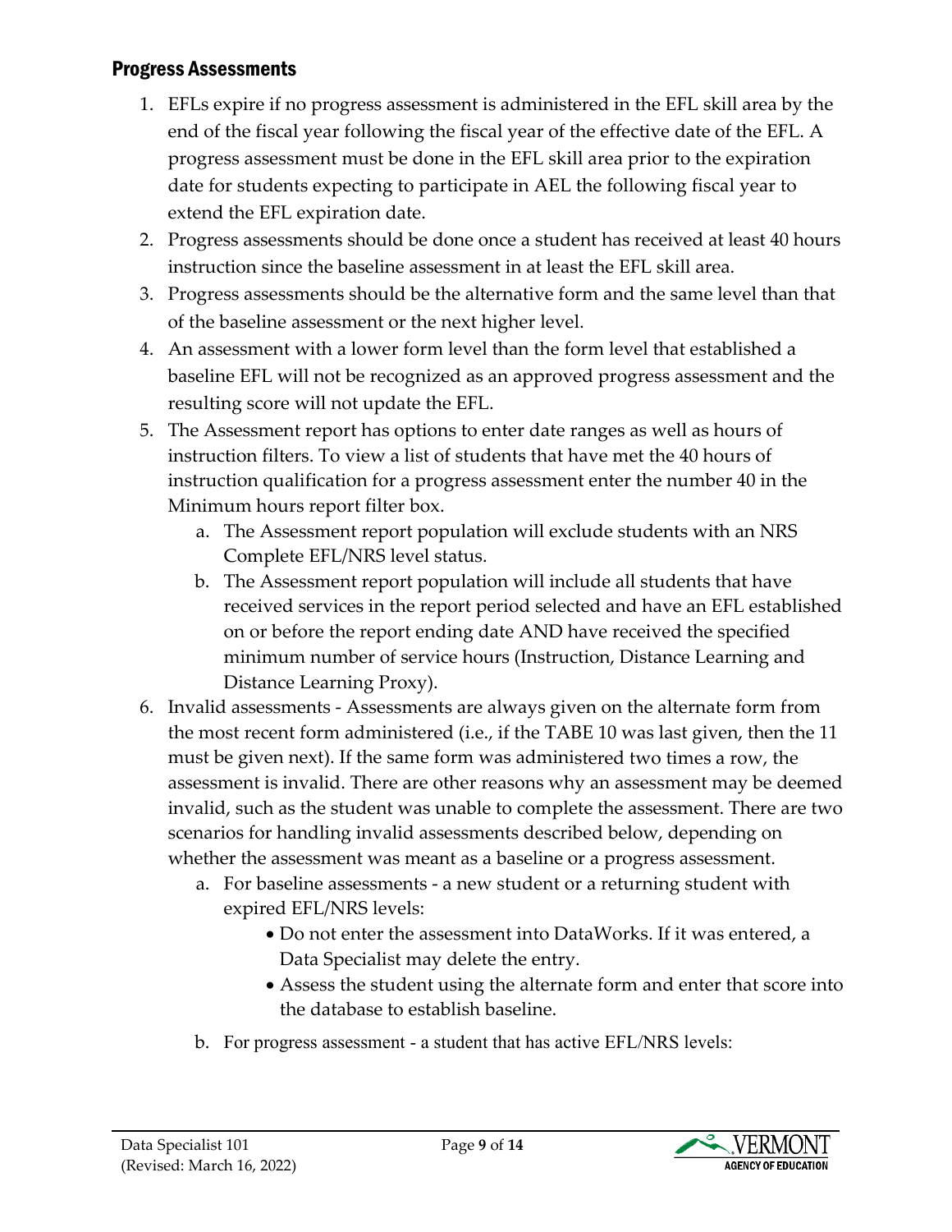## Progress Assessments

1. EFLs expire if no progress assessment is administered in the EFL skill area by the end of the fiscal year following the fiscal year of the effective date of the EFL. A progress assessment must be done in the EFL skill area prior to the expiration date for students expecting to participate in AEL the following fiscal year to extend the EFL expiration date.
2. Progress assessments should be done once a student has received at least 40 hours instruction since the baseline assessment in at least the EFL skill area.
3. Progress assessments should be the alternative form and the same level than that of the baseline assessment or the next higher level.
4. An assessment with a lower form level than the form level that established a baseline EFL will not be recognized as an approved progress assessment and the resulting score will not update the EFL.
5. The Assessment report has options to enter date ranges as well as hours of instruction filters. To view a list of students that have met the 40 hours of instruction qualification for a progress assessment enter the number 40 in the Minimum hours report filter box.
    a. The Assessment report population will exclude students with an NRS Complete EFL/NRS level status.
    b. The Assessment report population will include all students that have received services in the report period selected and have an EFL established on or before the report ending date AND have received the specified minimum number of service hours (Instruction, Distance Learning and Distance Learning Proxy).
6. Invalid assessments - Assessments are always given on the alternate form from the most recent form administered (i.e., if the TABE 10 was last given, then the 11 must be given next). If the same form was administered two times a row, the assessment is invalid. There are other reasons why an assessment may be deemed invalid, such as the student was unable to complete the assessment. There are two scenarios for handling invalid assessments described below, depending on whether the assessment was meant as a baseline or a progress assessment.
    a. For baseline assessments - a new student or a returning student with expired EFL/NRS levels:
        - Do not enter the assessment into DataWorks. If it was entered, a Data Specialist may delete the entry.
        - Assess the student using the alternate form and enter that score into the database to establish baseline.
    b. For progress assessment - a student that has active EFL/NRS levels: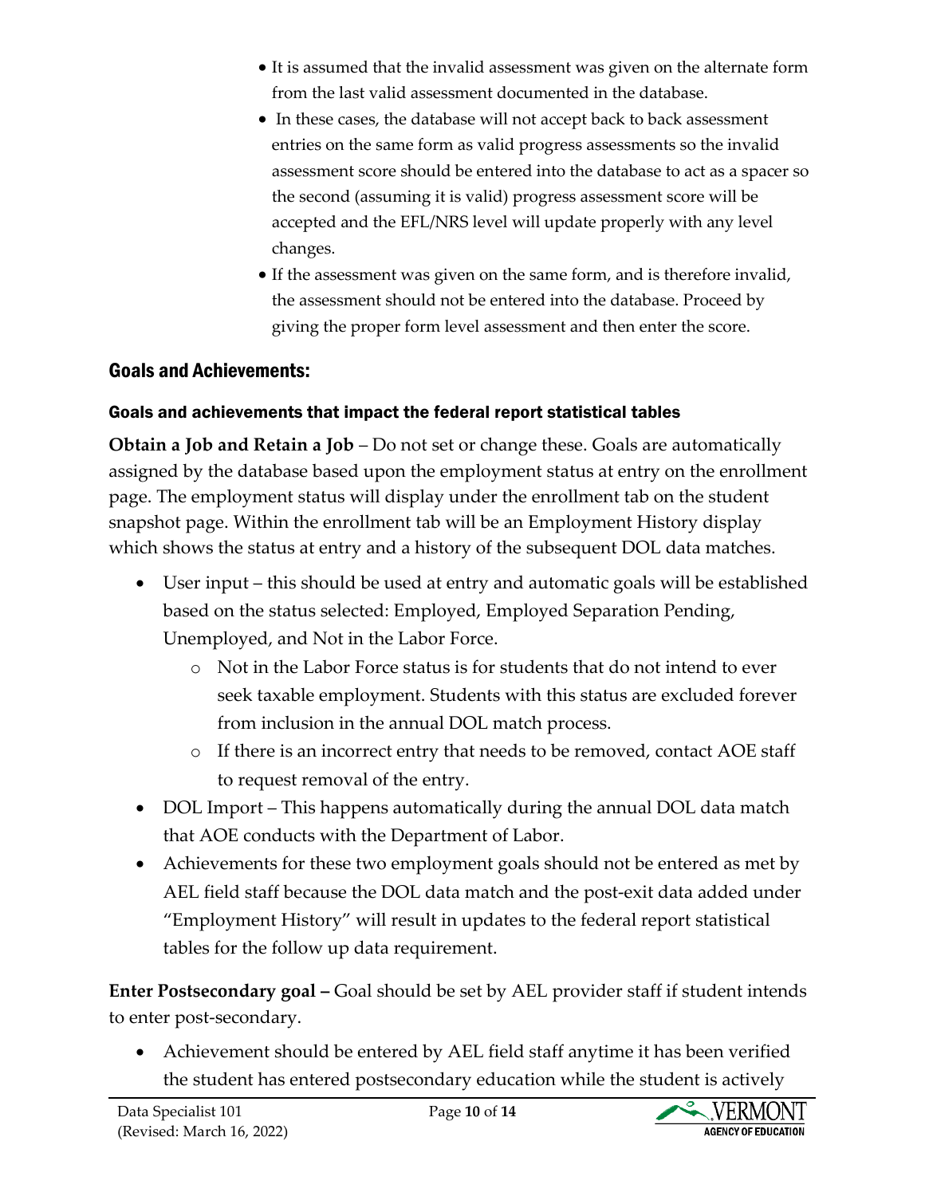- It is assumed that the invalid assessment was given on the alternate form from the last valid assessment documented in the database.
- In these cases, the database will not accept back to back assessment entries on the same form as valid progress assessments so the invalid assessment score should be entered into the database to act as a spacer so the second (assuming it is valid) progress assessment score will be accepted and the EFL/NRS level will update properly with any level changes.
- If the assessment was given on the same form, and is therefore invalid, the assessment should not be entered into the database. Proceed by giving the proper form level assessment and then enter the score.

## Goals and Achievements:

### Goals and achievements that impact the federal report statistical tables

**Obtain a Job and Retain a Job** – Do not set or change these. Goals are automatically assigned by the database based upon the employment status at entry on the enrollment page. The employment status will display under the enrollment tab on the student snapshot page. Within the enrollment tab will be an Employment History display which shows the status at entry and a history of the subsequent DOL data matches.

- User input – this should be used at entry and automatic goals will be established based on the status selected: Employed, Employed Separation Pending, Unemployed, and Not in the Labor Force.
  - Not in the Labor Force status is for students that do not intend to ever seek taxable employment. Students with this status are excluded forever from inclusion in the annual DOL match process.
  - If there is an incorrect entry that needs to be removed, contact AOE staff to request removal of the entry.
- DOL Import – This happens automatically during the annual DOL data match that AOE conducts with the Department of Labor.
- Achievements for these two employment goals should not be entered as met by AEL field staff because the DOL data match and the post-exit data added under "Employment History" will result in updates to the federal report statistical tables for the follow up data requirement.

**Enter Postsecondary goal –** Goal should be set by AEL provider staff if student intends to enter post-secondary.

- Achievement should be entered by AEL field staff anytime it has been verified the student has entered postsecondary education while the student is actively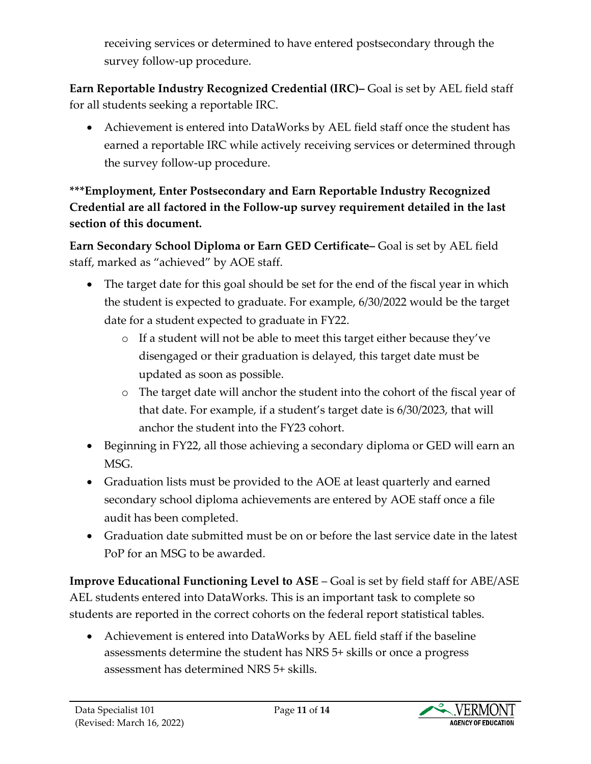receiving services or determined to have entered postsecondary through the survey follow-up procedure.

**Earn Reportable Industry Recognized Credential (IRC)–** Goal is set by AEL field staff for all students seeking a reportable IRC.

- Achievement is entered into DataWorks by AEL field staff once the student has earned a reportable IRC while actively receiving services or determined through the survey follow-up procedure.

**\*\*\*Employment, Enter Postsecondary and Earn Reportable Industry Recognized Credential are all factored in the Follow-up survey requirement detailed in the last section of this document.**

**Earn Secondary School Diploma or Earn GED Certificate–** Goal is set by AEL field staff, marked as "achieved" by AOE staff.

- The target date for this goal should be set for the end of the fiscal year in which the student is expected to graduate. For example, 6/30/2022 would be the target date for a student expected to graduate in FY22.
  - If a student will not be able to meet this target either because they've disengaged or their graduation is delayed, this target date must be updated as soon as possible.
  - The target date will anchor the student into the cohort of the fiscal year of that date. For example, if a student's target date is 6/30/2023, that will anchor the student into the FY23 cohort.
- Beginning in FY22, all those achieving a secondary diploma or GED will earn an MSG.
- Graduation lists must be provided to the AOE at least quarterly and earned secondary school diploma achievements are entered by AOE staff once a file audit has been completed.
- Graduation date submitted must be on or before the last service date in the latest PoP for an MSG to be awarded.

**Improve Educational Functioning Level to ASE** – Goal is set by field staff for ABE/ASE AEL students entered into DataWorks. This is an important task to complete so students are reported in the correct cohorts on the federal report statistical tables.

- Achievement is entered into DataWorks by AEL field staff if the baseline assessments determine the student has NRS 5+ skills or once a progress assessment has determined NRS 5+ skills.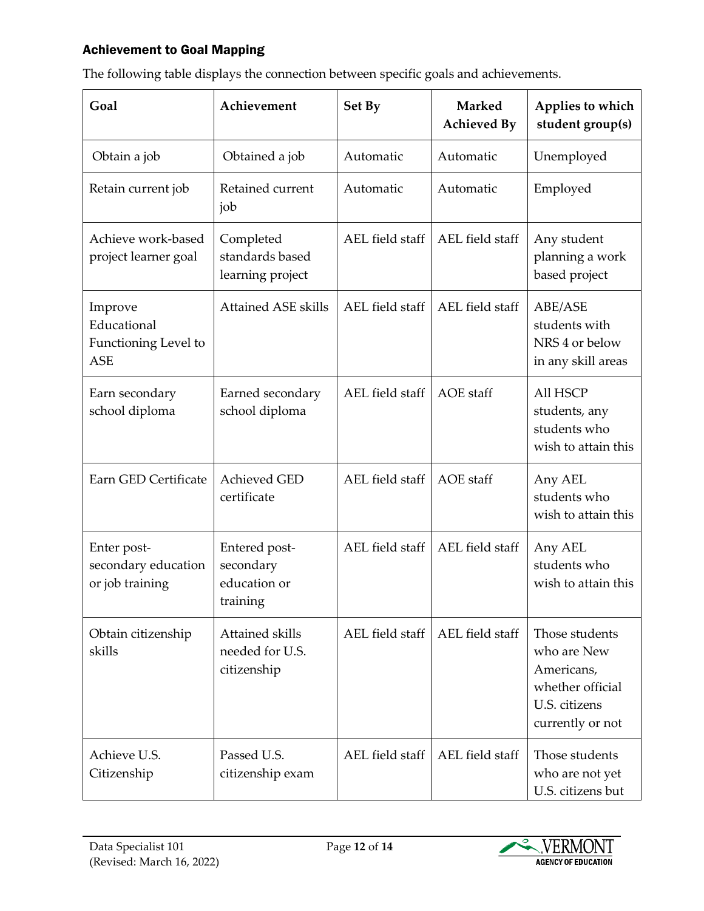### Achievement to Goal Mapping

The following table displays the connection between specific goals and achievements.

| Goal | Achievement | Set By | Marked Achieved By | Applies to which student group(s) |
|---|---|---|---|---|
| Obtain a job | Obtained a job | Automatic | Automatic | Unemployed |
| Retain current job | Retained current job | Automatic | Automatic | Employed |
| Achieve work-based project learner goal | Completed standards based learning project | AEL field staff | AEL field staff | Any student planning a work based project |
| Improve Educational Functioning Level to ASE | Attained ASE skills | AEL field staff | AEL field staff | ABE/ASE students with NRS 4 or below in any skill areas |
| Earn secondary school diploma | Earned secondary school diploma | AEL field staff | AOE staff | All HSCP students, any students who wish to attain this |
| Earn GED Certificate | Achieved GED certificate | AEL field staff | AOE staff | Any AEL students who wish to attain this |
| Enter post-secondary education or job training | Entered post-secondary education or training | AEL field staff | AEL field staff | Any AEL students who wish to attain this |
| Obtain citizenship skills | Attained skills needed for U.S. citizenship | AEL field staff | AEL field staff | Those students who are New Americans, whether official U.S. citizens currently or not |
| Achieve U.S. Citizenship | Passed U.S. citizenship exam | AEL field staff | AEL field staff | Those students who are not yet U.S. citizens but |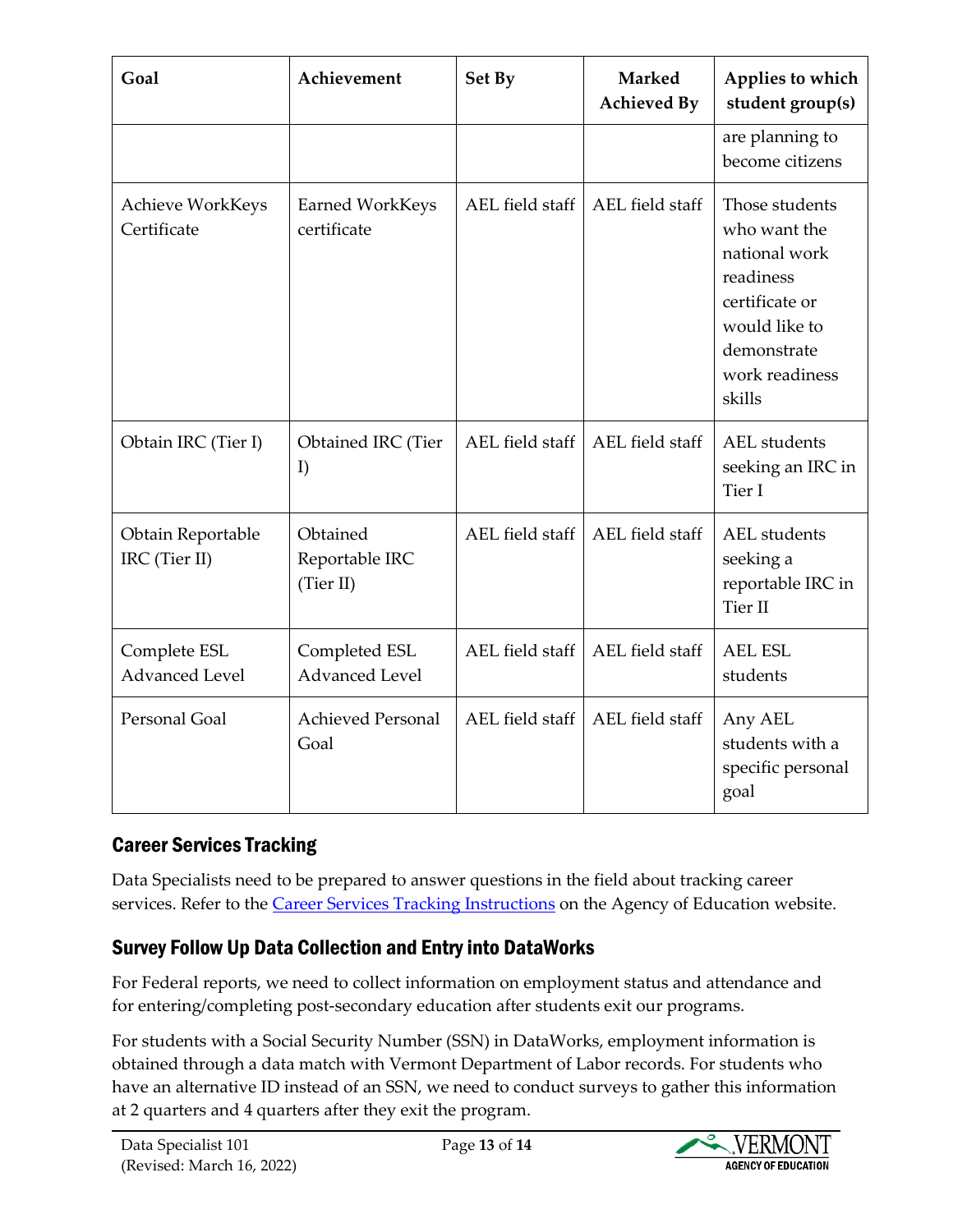| Goal | Achievement | Set By | Marked Achieved By | Applies to which student group(s) |
|---|---|---|---|---|
| | | | | are planning to become citizens |
| Achieve WorkKeys Certificate | Earned WorkKeys certificate | AEL field staff | AEL field staff | Those students who want the national work readiness certificate or would like to demonstrate work readiness skills |
| Obtain IRC (Tier I) | Obtained IRC (Tier I) | AEL field staff | AEL field staff | AEL students seeking an IRC in Tier I |
| Obtain Reportable IRC (Tier II) | Obtained Reportable IRC (Tier II) | AEL field staff | AEL field staff | AEL students seeking a reportable IRC in Tier II |
| Complete ESL Advanced Level | Completed ESL Advanced Level | AEL field staff | AEL field staff | AEL ESL students |
| Personal Goal | Achieved Personal Goal | AEL field staff | AEL field staff | Any AEL students with a specific personal goal |

## Career Services Tracking

Data Specialists need to be prepared to answer questions in the field about tracking career services. Refer to the Career Services Tracking Instructions on the Agency of Education website.

## Survey Follow Up Data Collection and Entry into DataWorks

For Federal reports, we need to collect information on employment status and attendance and for entering/completing post-secondary education after students exit our programs.

For students with a Social Security Number (SSN) in DataWorks, employment information is obtained through a data match with Vermont Department of Labor records. For students who have an alternative ID instead of an SSN, we need to conduct surveys to gather this information at 2 quarters and 4 quarters after they exit the program.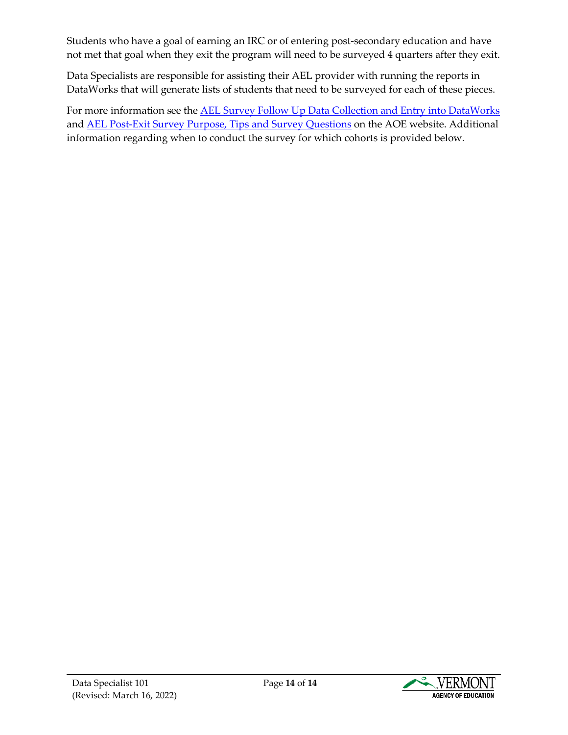Students who have a goal of earning an IRC or of entering post-secondary education and have not met that goal when they exit the program will need to be surveyed 4 quarters after they exit.

Data Specialists are responsible for assisting their AEL provider with running the reports in DataWorks that will generate lists of students that need to be surveyed for each of these pieces.

For more information see the AEL Survey Follow Up Data Collection and Entry into DataWorks and AEL Post-Exit Survey Purpose, Tips and Survey Questions on the AOE website. Additional information regarding when to conduct the survey for which cohorts is provided below.